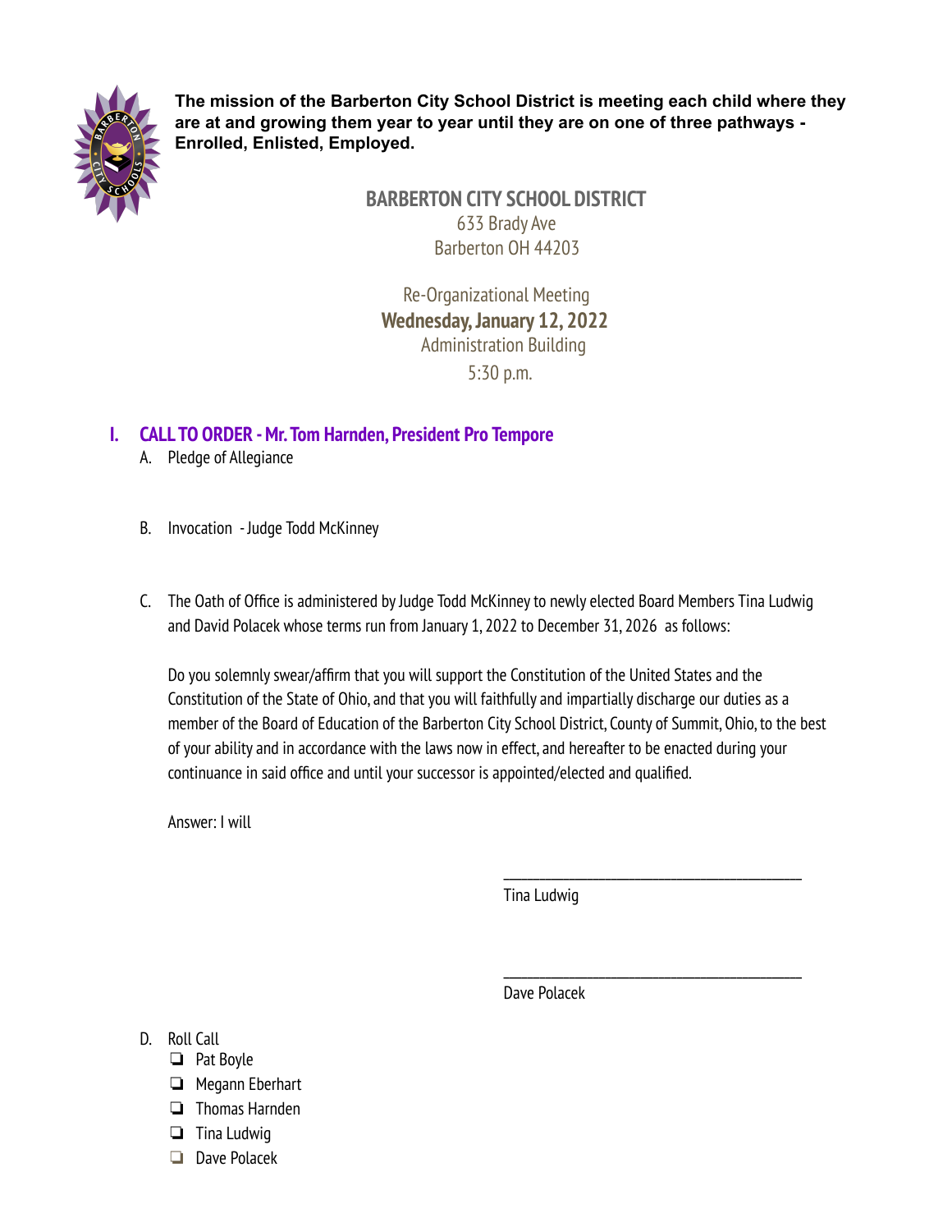**The mission of the Barberton City School District is meeting each child where they are at and growing them year to year until they are on one of three pathways - Enrolled, Enlisted, Employed.**

**BARBERTON CITY SCHOOL DISTRICT**
633 Brady Ave
Barberton OH 44203

Re-Organizational Meeting
**Wednesday, January 12, 2022**
Administration Building
5:30 p.m.

## I. CALL TO ORDER - Mr. Tom Harnden, President Pro Tempore

A. Pledge of Allegiance

B. Invocation - Judge Todd McKinney

C. The Oath of Office is administered by Judge Todd McKinney to newly elected Board Members Tina Ludwig and David Polacek whose terms run from January 1, 2022 to December 31, 2026 as follows:

Do you solemnly swear/affirm that you will support the Constitution of the United States and the Constitution of the State of Ohio, and that you will faithfully and impartially discharge our duties as a member of the Board of Education of the Barberton City School District, County of Summit, Ohio, to the best of your ability and in accordance with the laws now in effect, and hereafter to be enacted during your continuance in said office and until your successor is appointed/elected and qualified.

Answer: I will

\_\_\_\_\_\_\_\_\_\_\_\_\_\_\_\_\_\_\_\_\_\_\_\_\_\_\_\_\_\_\_\_\_\_\_\_\_\_
Tina Ludwig

\_\_\_\_\_\_\_\_\_\_\_\_\_\_\_\_\_\_\_\_\_\_\_\_\_\_\_\_\_\_\_\_\_\_\_\_\_\_
Dave Polacek

D. Roll Call

- ❏ Pat Boyle
- ❏ Megann Eberhart
- ❏ Thomas Harnden
- ❏ Tina Ludwig
- ❏ Dave Polacek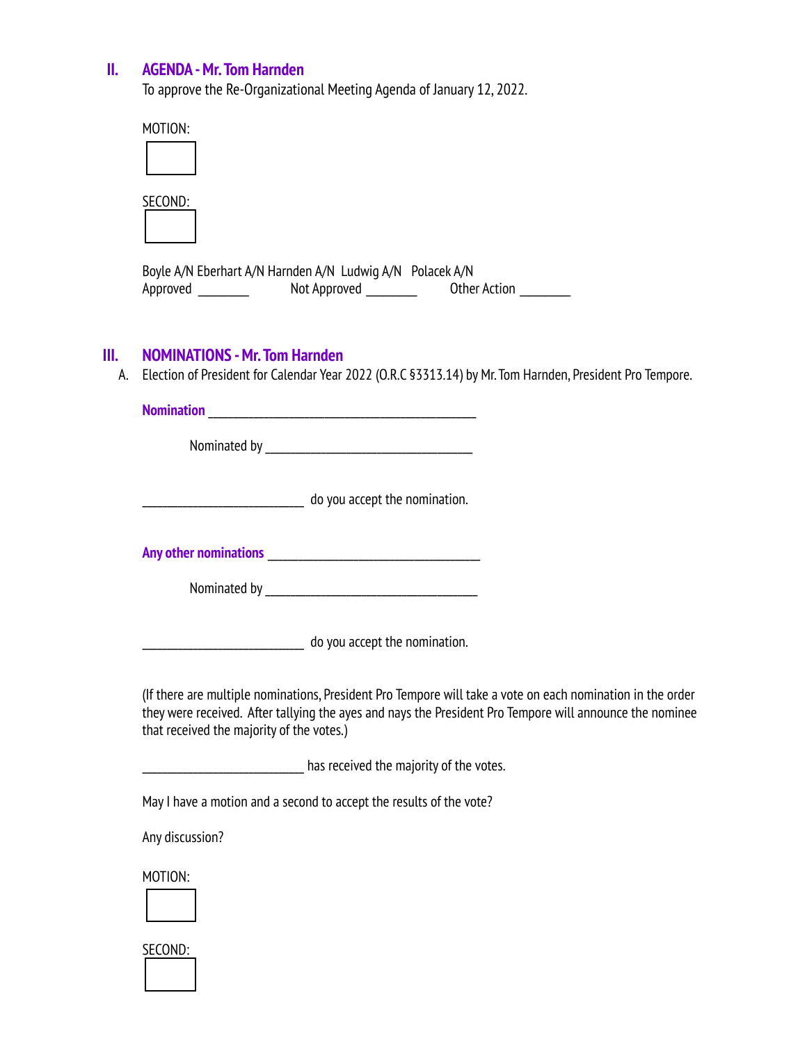## II. AGENDA - Mr. Tom Harnden

To approve the Re-Organizational Meeting Agenda of January 12, 2022.

MOTION:

SECOND:

Boyle A/N Eberhart A/N Harnden A/N Ludwig A/N Polacek A/N

Approved ________ Not Approved ________ Other Action ________

## III. NOMINATIONS - Mr. Tom Harnden

A. Election of President for Calendar Year 2022 (O.R.C §3313.14) by Mr. Tom Harnden, President Pro Tempore.

**Nomination** ____________________________________________

Nominated by __________________________________

__________________________ do you accept the nomination.

**Any other nominations** __________________________________

Nominated by __________________________________

__________________________ do you accept the nomination.

(If there are multiple nominations, President Pro Tempore will take a vote on each nomination in the order they were received. After tallying the ayes and nays the President Pro Tempore will announce the nominee that received the majority of the votes.)

__________________________ has received the majority of the votes.

May I have a motion and a second to accept the results of the vote?

Any discussion?

MOTION:

SECOND: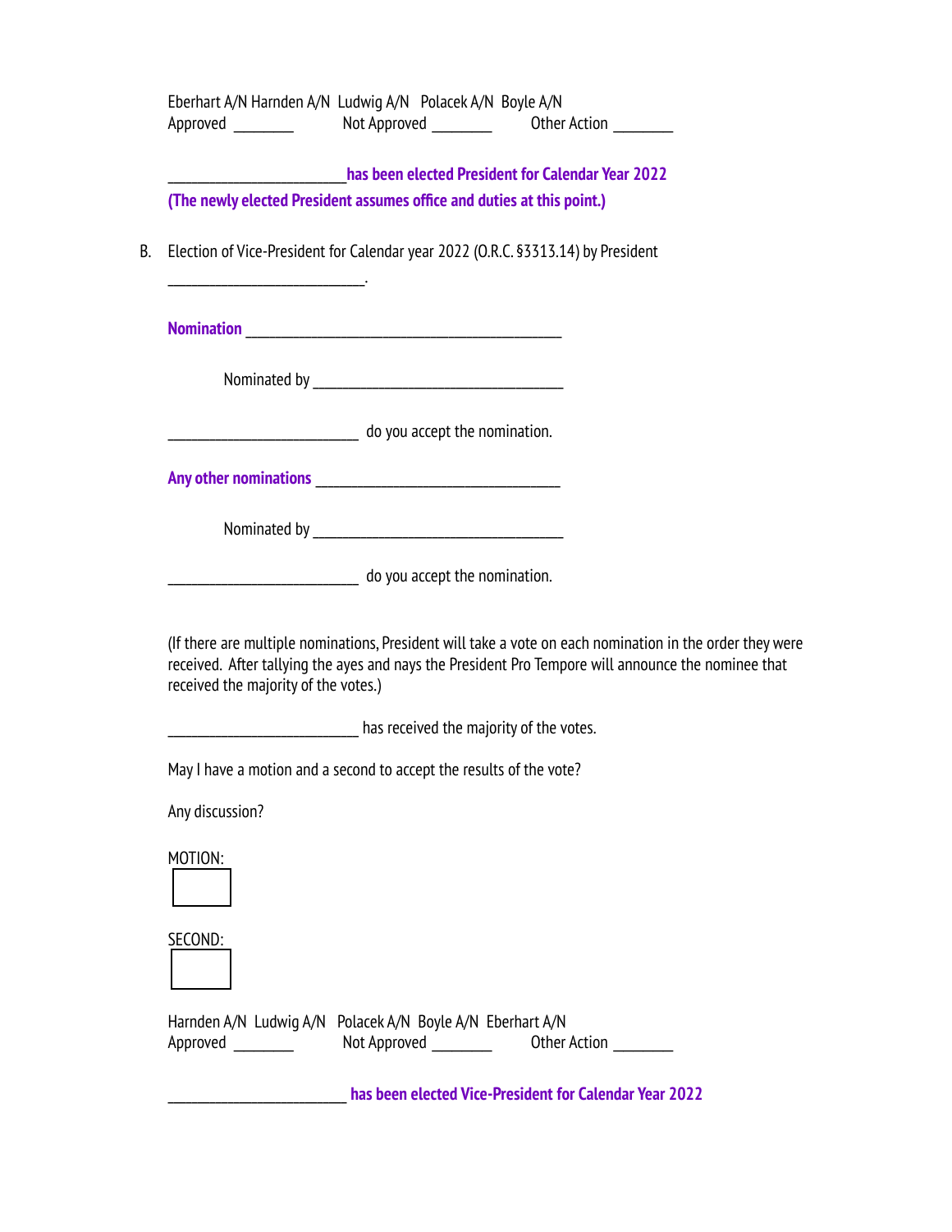Eberhart A/N Harnden A/N Ludwig A/N Polacek A/N Boyle A/N
Approved ________ Not Approved ________ Other Action ________

________________________ **has been elected President for Calendar Year 2022**
**(The newly elected President assumes office and duties at this point.)**

B. Election of Vice-President for Calendar year 2022 (O.R.C. §3313.14) by President ___________________________.

**Nomination** ___________________________________________

Nominated by __________________________________

__________________________ do you accept the nomination.

**Any other nominations** _________________________________

Nominated by __________________________________

__________________________ do you accept the nomination.

(If there are multiple nominations, President will take a vote on each nomination in the order they were received. After tallying the ayes and nays the President Pro Tempore will announce the nominee that received the majority of the votes.)

__________________________ has received the majority of the votes.

May I have a motion and a second to accept the results of the vote?

Any discussion?

MOTION:

SECOND:

Harnden A/N Ludwig A/N Polacek A/N Boyle A/N Eberhart A/N
Approved ________ Not Approved ________ Other Action ________

________________________ **has been elected Vice-President for Calendar Year 2022**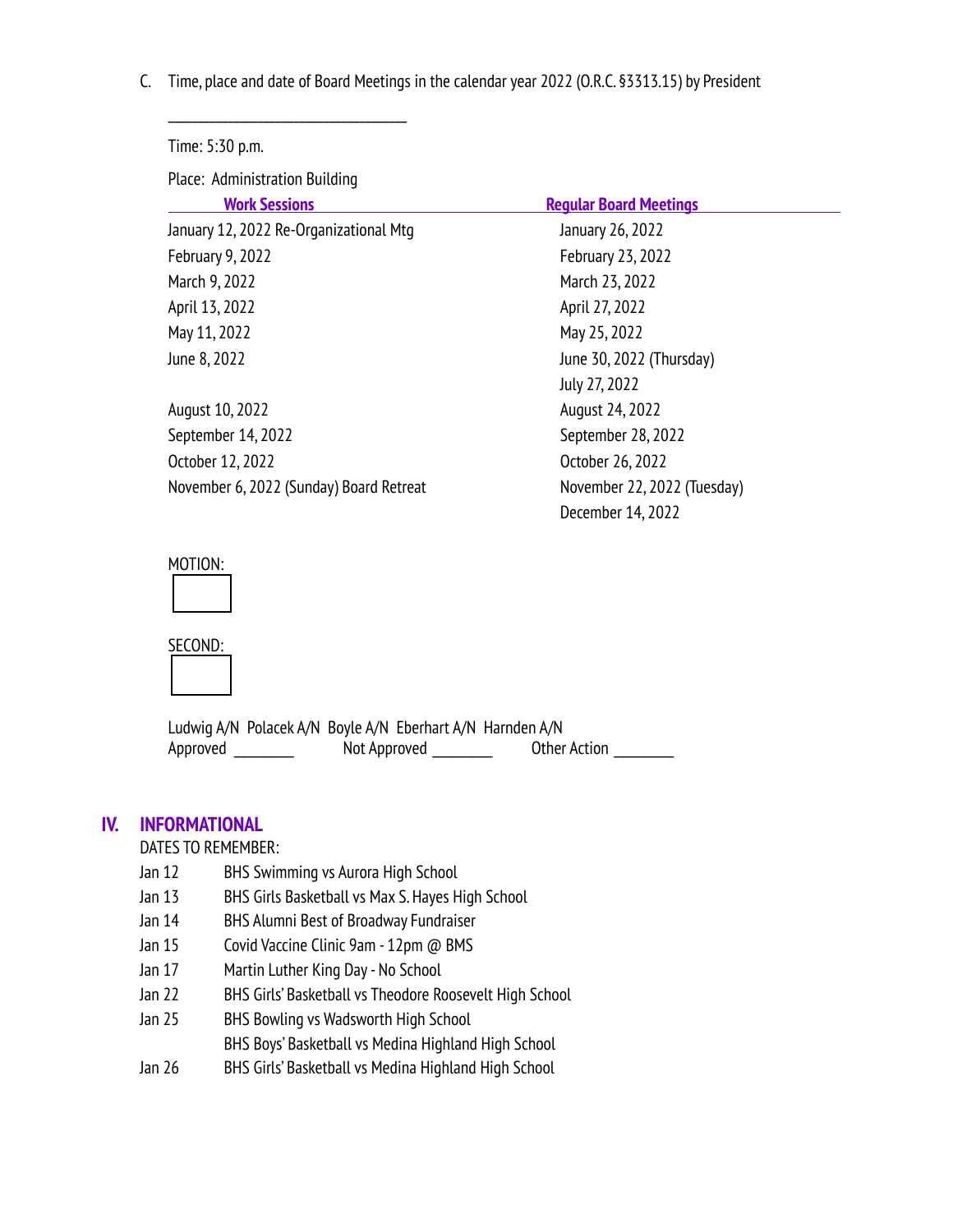C. Time, place and date of Board Meetings in the calendar year 2022 (O.R.C. §3313.15) by President

\_\_\_\_\_\_\_\_\_\_\_\_\_\_\_\_\_\_\_\_\_\_\_\_\_\_\_\_\_\_\_\_

Time: 5:30 p.m.

Place: Administration Building

| Work Sessions | Regular Board Meetings |
|---|---|
| January 12, 2022 Re-Organizational Mtg | January 26, 2022 |
| February 9, 2022 | February 23, 2022 |
| March 9, 2022 | March 23, 2022 |
| April 13, 2022 | April 27, 2022 |
| May 11, 2022 | May 25, 2022 |
| June 8, 2022 | June 30, 2022 (Thursday) |
| | July 27, 2022 |
| August 10, 2022 | August 24, 2022 |
| September 14, 2022 | September 28, 2022 |
| October 12, 2022 | October 26, 2022 |
| November 6, 2022 (Sunday) Board Retreat | November 22, 2022 (Tuesday) |
| | December 14, 2022 |

MOTION:

SECOND:

Ludwig A/N Polacek A/N Boyle A/N Eberhart A/N Harnden A/N
Approved \_\_\_\_\_\_\_\_ Not Approved \_\_\_\_\_\_\_\_ Other Action \_\_\_\_\_\_\_\_

## IV. INFORMATIONAL

DATES TO REMEMBER:

| | |
|---|---|
| Jan 12 | BHS Swimming vs Aurora High School |
| Jan 13 | BHS Girls Basketball vs Max S. Hayes High School |
| Jan 14 | BHS Alumni Best of Broadway Fundraiser |
| Jan 15 | Covid Vaccine Clinic 9am - 12pm @ BMS |
| Jan 17 | Martin Luther King Day - No School |
| Jan 22 | BHS Girls' Basketball vs Theodore Roosevelt High School |
| Jan 25 | BHS Bowling vs Wadsworth High School |
| | BHS Boys' Basketball vs Medina Highland High School |
| Jan 26 | BHS Girls' Basketball vs Medina Highland High School |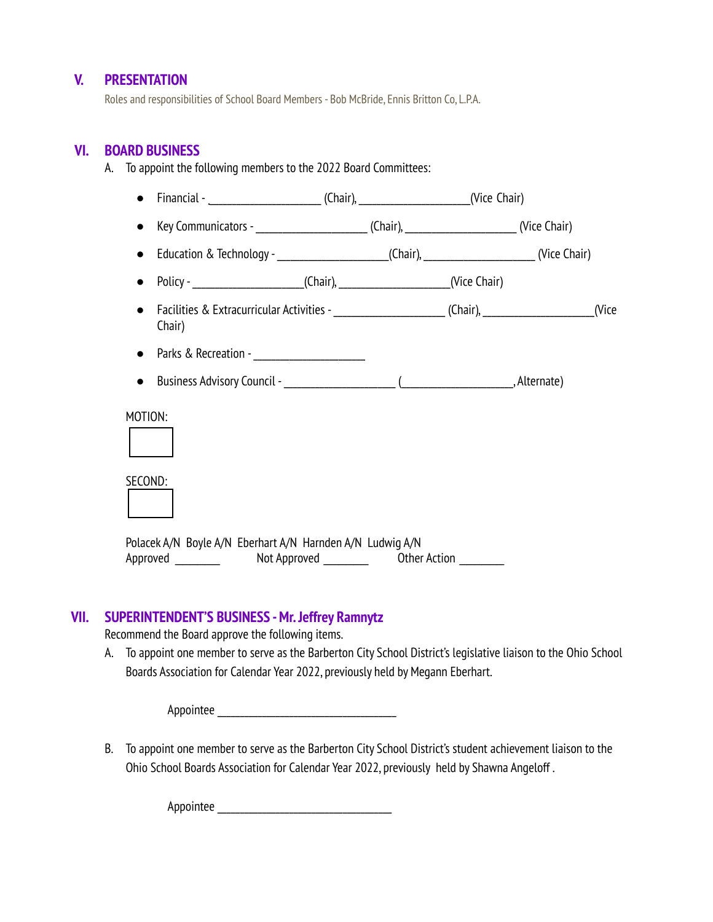## V. PRESENTATION

Roles and responsibilities of School Board Members - Bob McBride, Ennis Britton Co, L.P.A.

## VI. BOARD BUSINESS

A. To appoint the following members to the 2022 Board Committees:

- Financial - ___________________ (Chair), ___________________(Vice Chair)
- Key Communicators - ___________________ (Chair), ___________________ (Vice Chair)
- Education & Technology - ___________________(Chair), ___________________ (Vice Chair)
- Policy - ___________________(Chair), ___________________(Vice Chair)
- Facilities & Extracurricular Activities - ___________________ (Chair), ___________________(Vice Chair)
- Parks & Recreation - ___________________
- Business Advisory Council - ___________________ (___________________, Alternate)

MOTION:

SECOND:

Polacek A/N  Boyle A/N  Eberhart A/N  Harnden A/N  Ludwig A/N

Approved ________    Not Approved ________    Other Action ________

## VII. SUPERINTENDENT'S BUSINESS - Mr. Jeffrey Ramnytz

Recommend the Board approve the following items.

A. To appoint one member to serve as the Barberton City School District's legislative liaison to the Ohio School Boards Association for Calendar Year 2022, previously held by Megann Eberhart.

Appointee ________________________________

B. To appoint one member to serve as the Barberton City School District's student achievement liaison to the Ohio School Boards Association for Calendar Year 2022, previously held by Shawna Angeloff .

Appointee ________________________________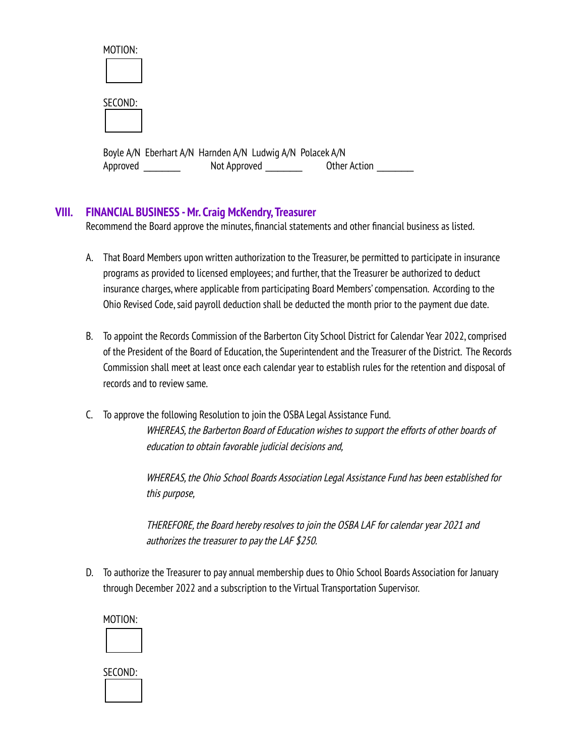MOTION:

SECOND:

Boyle A/N Eberhart A/N Harnden A/N Ludwig A/N Polacek A/N
Approved ________ Not Approved ________ Other Action ________

## VIII. FINANCIAL BUSINESS - Mr. Craig McKendry, Treasurer

Recommend the Board approve the minutes, financial statements and other financial business as listed.

A. That Board Members upon written authorization to the Treasurer, be permitted to participate in insurance programs as provided to licensed employees; and further, that the Treasurer be authorized to deduct insurance charges, where applicable from participating Board Members' compensation. According to the Ohio Revised Code, said payroll deduction shall be deducted the month prior to the payment due date.

B. To appoint the Records Commission of the Barberton City School District for Calendar Year 2022, comprised of the President of the Board of Education, the Superintendent and the Treasurer of the District. The Records Commission shall meet at least once each calendar year to establish rules for the retention and disposal of records and to review same.

C. To approve the following Resolution to join the OSBA Legal Assistance Fund.

> *WHEREAS, the Barberton Board of Education wishes to support the efforts of other boards of education to obtain favorable judicial decisions and,*
>
> *WHEREAS, the Ohio School Boards Association Legal Assistance Fund has been established for this purpose,*
>
> *THEREFORE, the Board hereby resolves to join the OSBA LAF for calendar year 2021 and authorizes the treasurer to pay the LAF $250.*

D. To authorize the Treasurer to pay annual membership dues to Ohio School Boards Association for January through December 2022 and a subscription to the Virtual Transportation Supervisor.

MOTION:

SECOND: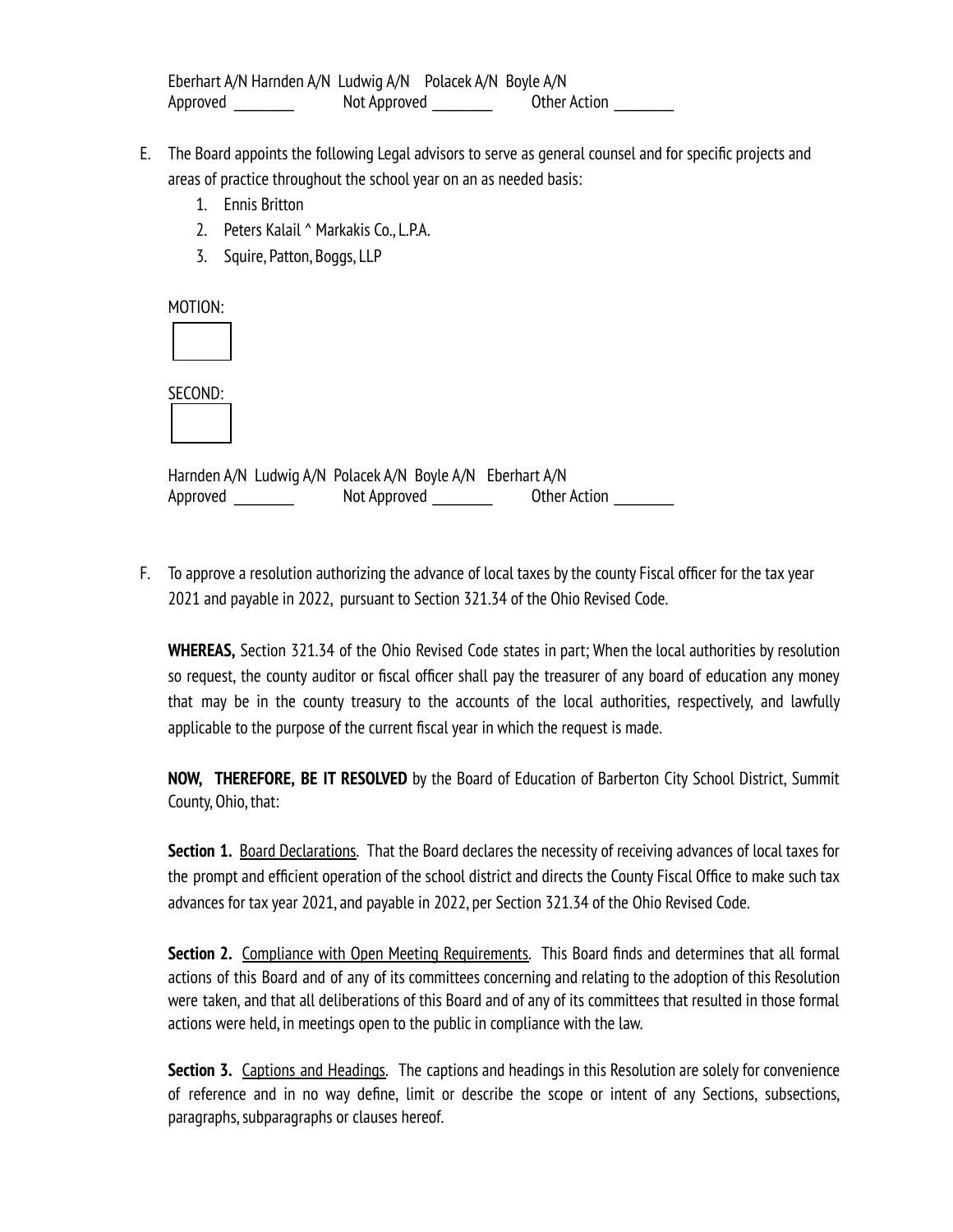Eberhart A/N Harnden A/N Ludwig A/N Polacek A/N Boyle A/N
Approved ________ Not Approved ________ Other Action ________

E. The Board appoints the following Legal advisors to serve as general counsel and for specific projects and areas of practice throughout the school year on an as needed basis:
    1. Ennis Britton
    2. Peters Kalail ^ Markakis Co., L.P.A.
    3. Squire, Patton, Boggs, LLP

MOTION:

SECOND:

Harnden A/N Ludwig A/N Polacek A/N Boyle A/N Eberhart A/N
Approved ________ Not Approved ________ Other Action ________

F. To approve a resolution authorizing the advance of local taxes by the county Fiscal officer for the tax year 2021 and payable in 2022, pursuant to Section 321.34 of the Ohio Revised Code.

**WHEREAS,** Section 321.34 of the Ohio Revised Code states in part; When the local authorities by resolution so request, the county auditor or fiscal officer shall pay the treasurer of any board of education any money that may be in the county treasury to the accounts of the local authorities, respectively, and lawfully applicable to the purpose of the current fiscal year in which the request is made.

**NOW, THEREFORE, BE IT RESOLVED** by the Board of Education of Barberton City School District, Summit County, Ohio, that:

**Section 1.** Board Declarations. That the Board declares the necessity of receiving advances of local taxes for the prompt and efficient operation of the school district and directs the County Fiscal Office to make such tax advances for tax year 2021, and payable in 2022, per Section 321.34 of the Ohio Revised Code.

**Section 2.** Compliance with Open Meeting Requirements. This Board finds and determines that all formal actions of this Board and of any of its committees concerning and relating to the adoption of this Resolution were taken, and that all deliberations of this Board and of any of its committees that resulted in those formal actions were held, in meetings open to the public in compliance with the law.

**Section 3.** Captions and Headings. The captions and headings in this Resolution are solely for convenience of reference and in no way define, limit or describe the scope or intent of any Sections, subsections, paragraphs, subparagraphs or clauses hereof.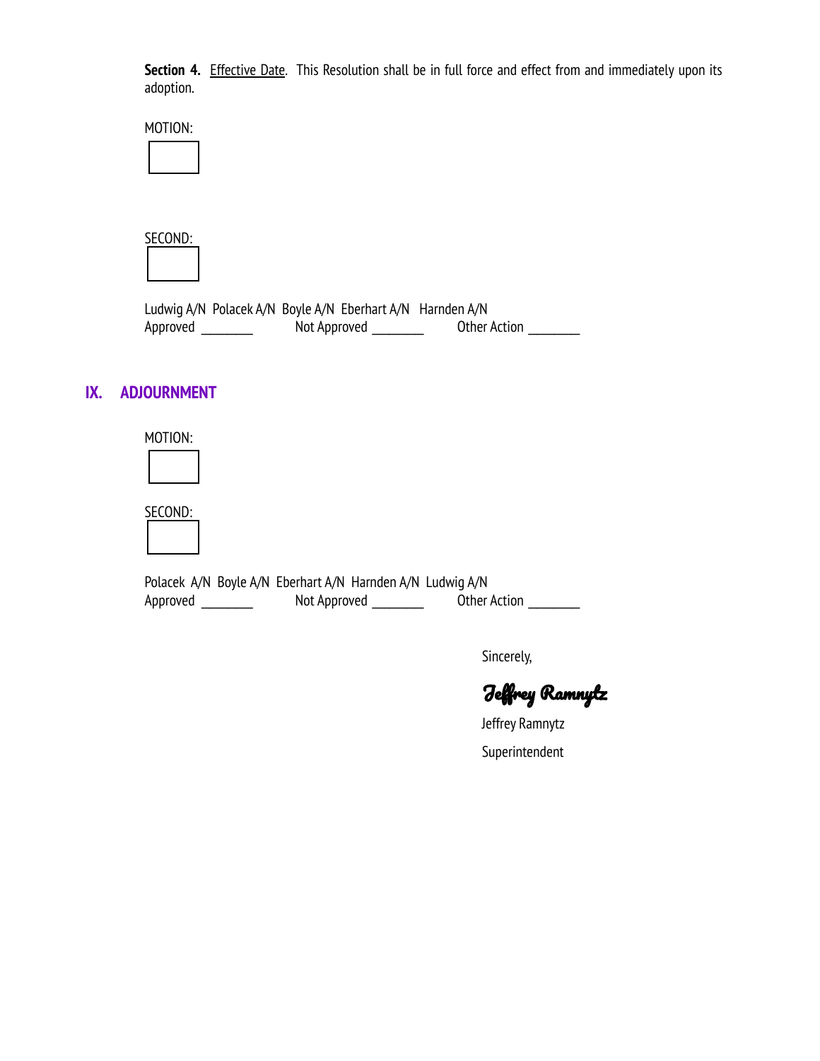**Section 4.** Effective Date. This Resolution shall be in full force and effect from and immediately upon its adoption.

MOTION:

SECOND:

Ludwig A/N Polacek A/N Boyle A/N Eberhart A/N Harnden A/N
Approved ________ Not Approved ________ Other Action ________

## IX. ADJOURNMENT

MOTION:

SECOND:

Polacek A/N Boyle A/N Eberhart A/N Harnden A/N Ludwig A/N
Approved ________ Not Approved ________ Other Action ________

Sincerely,

*Jeffrey Ramnytz*

Jeffrey Ramnytz

Superintendent